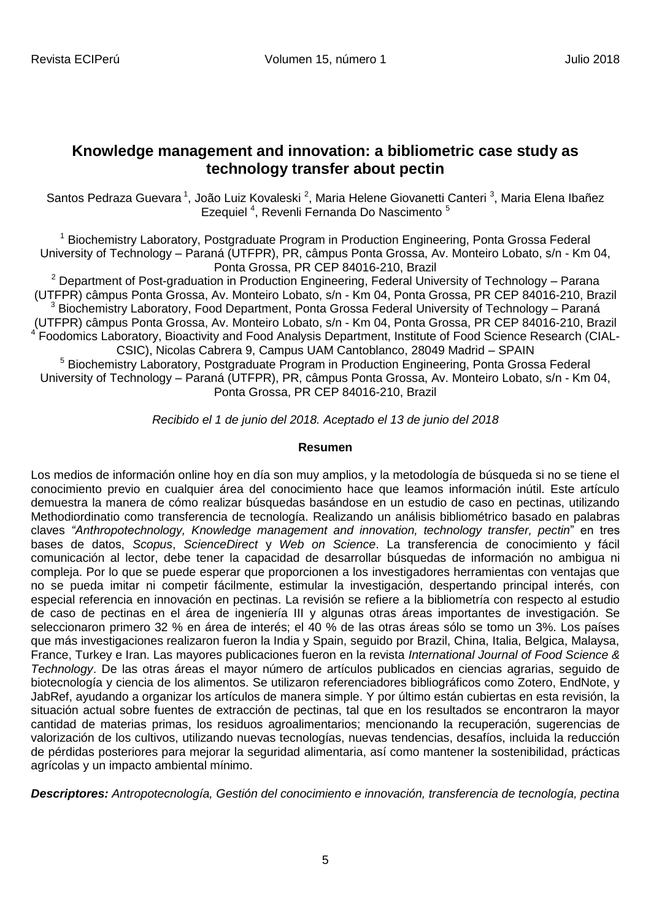# Knowledge management and innovation: a bibliometric case study as technology transfer about pectin

Santos Pedraza Guevara [1], João Luiz Kovaleski [2], Maria Helene Giovanetti Canteri [3], Maria Elena Ibañez Ezequiel [4], Revenli Fernanda Do Nascimento [5]

[1] Biochemistry Laboratory, Postgraduate Program in Production Engineering, Ponta Grossa Federal University of Technology – Paraná (UTFPR), PR, câmpus Ponta Grossa, Av. Monteiro Lobato, s/n - Km 04, Ponta Grossa, PR CEP 84016-210, Brazil

[2] Department of Post-graduation in Production Engineering, Federal University of Technology – Parana (UTFPR) câmpus Ponta Grossa, Av. Monteiro Lobato, s/n - Km 04, Ponta Grossa, PR CEP 84016-210, Brazil

[3] Biochemistry Laboratory, Food Department, Ponta Grossa Federal University of Technology – Paraná (UTFPR) câmpus Ponta Grossa, Av. Monteiro Lobato, s/n - Km 04, Ponta Grossa, PR CEP 84016-210, Brazil

[4] Foodomics Laboratory, Bioactivity and Food Analysis Department, Institute of Food Science Research (CIAL-CSIC), Nicolas Cabrera 9, Campus UAM Cantoblanco, 28049 Madrid – SPAIN

[5] Biochemistry Laboratory, Postgraduate Program in Production Engineering, Ponta Grossa Federal University of Technology – Paraná (UTFPR), PR, câmpus Ponta Grossa, Av. Monteiro Lobato, s/n - Km 04, Ponta Grossa, PR CEP 84016-210, Brazil

*Recibido el 1 de junio del 2018. Aceptado el 13 de junio del 2018*

## Resumen

Los medios de información online hoy en día son muy amplios, y la metodología de búsqueda si no se tiene el conocimiento previo en cualquier área del conocimiento hace que leamos información inútil. Este artículo demuestra la manera de cómo realizar búsquedas basándose en un estudio de caso en pectinas, utilizando Methodiordinatio como transferencia de tecnología. Realizando un análisis bibliométrico basado en palabras claves *"Anthropotechnology, Knowledge management and innovation, technology transfer, pectin*" en tres bases de datos, *Scopus*, *ScienceDirect* y *Web on Science*. La transferencia de conocimiento y fácil comunicación al lector, debe tener la capacidad de desarrollar búsquedas de información no ambigua ni compleja. Por lo que se puede esperar que proporcionen a los investigadores herramientas con ventajas que no se pueda imitar ni competir fácilmente, estimular la investigación, despertando principal interés, con especial referencia en innovación en pectinas. La revisión se refiere a la bibliometría con respecto al estudio de caso de pectinas en el área de ingeniería III y algunas otras áreas importantes de investigación. Se seleccionaron primero 32 % en área de interés; el 40 % de las otras áreas sólo se tomo un 3%. Los países que más investigaciones realizaron fueron la India y Spain, seguido por Brazil, China, Italia, Belgica, Malaysa, France, Turkey e Iran. Las mayores publicaciones fueron en la revista *International Journal of Food Science & Technology*. De las otras áreas el mayor número de artículos publicados en ciencias agrarias, seguido de biotecnología y ciencia de los alimentos. Se utilizaron referenciadores bibliográficos como Zotero, EndNote, y JabRef, ayudando a organizar los artículos de manera simple. Y por último están cubiertas en esta revisión, la situación actual sobre fuentes de extracción de pectinas, tal que en los resultados se encontraron la mayor cantidad de materias primas, los residuos agroalimentarios; mencionando la recuperación, sugerencias de valorización de los cultivos, utilizando nuevas tecnologías, nuevas tendencias, desafíos, incluida la reducción de pérdidas posteriores para mejorar la seguridad alimentaria, así como mantener la sostenibilidad, prácticas agrícolas y un impacto ambiental mínimo.

***Descriptores:*** *Antropotecnología, Gestión del conocimiento e innovación, transferencia de tecnología, pectina*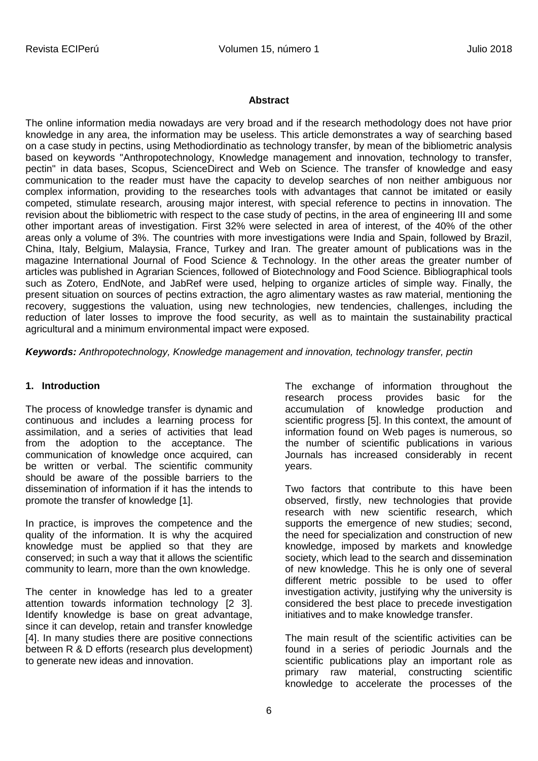## Abstract

The online information media nowadays are very broad and if the research methodology does not have prior knowledge in any area, the information may be useless. This article demonstrates a way of searching based on a case study in pectins, using Methodiordinatio as technology transfer, by mean of the bibliometric analysis based on keywords "Anthropotechnology, Knowledge management and innovation, technology to transfer, pectin" in data bases, Scopus, ScienceDirect and Web on Science. The transfer of knowledge and easy communication to the reader must have the capacity to develop searches of non neither ambiguous nor complex information, providing to the researches tools with advantages that cannot be imitated or easily competed, stimulate research, arousing major interest, with special reference to pectins in innovation. The revision about the bibliometric with respect to the case study of pectins, in the area of engineering III and some other important areas of investigation. First 32% were selected in area of interest, of the 40% of the other areas only a volume of 3%. The countries with more investigations were India and Spain, followed by Brazil, China, Italy, Belgium, Malaysia, France, Turkey and Iran. The greater amount of publications was in the magazine International Journal of Food Science & Technology. In the other areas the greater number of articles was published in Agrarian Sciences, followed of Biotechnology and Food Science. Bibliographical tools such as Zotero, EndNote, and JabRef were used, helping to organize articles of simple way. Finally, the present situation on sources of pectins extraction, the agro alimentary wastes as raw material, mentioning the recovery, suggestions the valuation, using new technologies, new tendencies, challenges, including the reduction of later losses to improve the food security, as well as to maintain the sustainability practical agricultural and a minimum environmental impact were exposed.

***Keywords:*** *Anthropotechnology, Knowledge management and innovation, technology transfer, pectin*

## 1. Introduction

The process of knowledge transfer is dynamic and continuous and includes a learning process for assimilation, and a series of activities that lead from the adoption to the acceptance. The communication of knowledge once acquired, can be written or verbal. The scientific community should be aware of the possible barriers to the dissemination of information if it has the intends to promote the transfer of knowledge [1].

In practice, is improves the competence and the quality of the information. It is why the acquired knowledge must be applied so that they are conserved; in such a way that it allows the scientific community to learn, more than the own knowledge.

The center in knowledge has led to a greater attention towards information technology [2 3]. Identify knowledge is base on great advantage, since it can develop, retain and transfer knowledge [4]. In many studies there are positive connections between R & D efforts (research plus development) to generate new ideas and innovation.

The exchange of information throughout the research process provides basic for the accumulation of knowledge production and scientific progress [5]. In this context, the amount of information found on Web pages is numerous, so the number of scientific publications in various Journals has increased considerably in recent years.

Two factors that contribute to this have been observed, firstly, new technologies that provide research with new scientific research, which supports the emergence of new studies; second, the need for specialization and construction of new knowledge, imposed by markets and knowledge society, which lead to the search and dissemination of new knowledge. This he is only one of several different metric possible to be used to offer investigation activity, justifying why the university is considered the best place to precede investigation initiatives and to make knowledge transfer.

The main result of the scientific activities can be found in a series of periodic Journals and the scientific publications play an important role as primary raw material, constructing scientific knowledge to accelerate the processes of the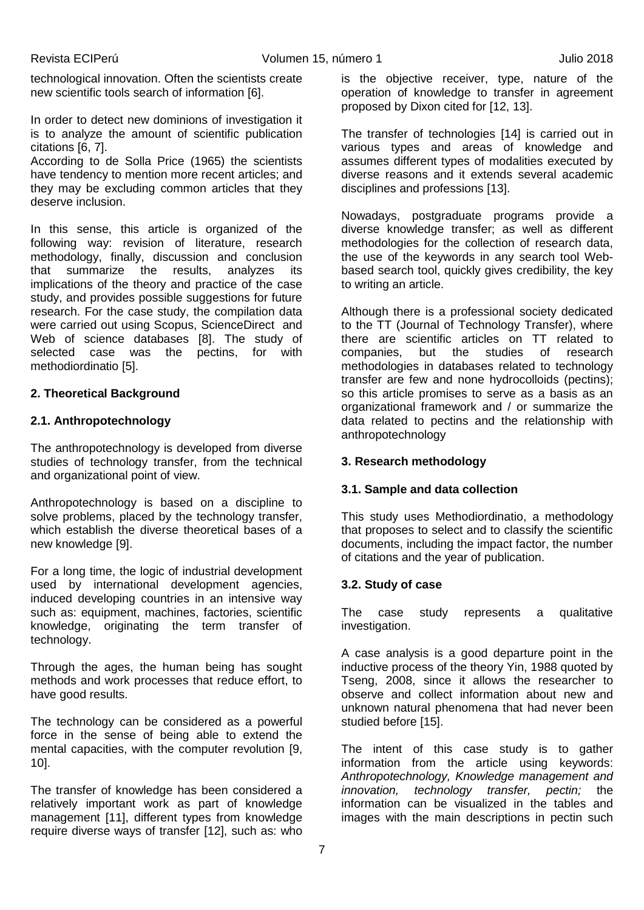technological innovation. Often the scientists create new scientific tools search of information [6].

In order to detect new dominions of investigation it is to analyze the amount of scientific publication citations [6, 7].
According to de Solla Price (1965) the scientists have tendency to mention more recent articles; and they may be excluding common articles that they deserve inclusion.

In this sense, this article is organized of the following way: revision of literature, research methodology, finally, discussion and conclusion that summarize the results, analyzes its implications of the theory and practice of the case study, and provides possible suggestions for future research. For the case study, the compilation data were carried out using Scopus, ScienceDirect and Web of science databases [8]. The study of selected case was the pectins, for with methodiordinatio [5].

## 2. Theoretical Background

### 2.1. Anthropotechnology

The anthropotechnology is developed from diverse studies of technology transfer, from the technical and organizational point of view.

Anthropotechnology is based on a discipline to solve problems, placed by the technology transfer, which establish the diverse theoretical bases of a new knowledge [9].

For a long time, the logic of industrial development used by international development agencies, induced developing countries in an intensive way such as: equipment, machines, factories, scientific knowledge, originating the term transfer of technology.

Through the ages, the human being has sought methods and work processes that reduce effort, to have good results.

The technology can be considered as a powerful force in the sense of being able to extend the mental capacities, with the computer revolution [9, 10].

The transfer of knowledge has been considered a relatively important work as part of knowledge management [11], different types from knowledge require diverse ways of transfer [12], such as: who is the objective receiver, type, nature of the operation of knowledge to transfer in agreement proposed by Dixon cited for [12, 13].

The transfer of technologies [14] is carried out in various types and areas of knowledge and assumes different types of modalities executed by diverse reasons and it extends several academic disciplines and professions [13].

Nowadays, postgraduate programs provide a diverse knowledge transfer; as well as different methodologies for the collection of research data, the use of the keywords in any search tool Web-based search tool, quickly gives credibility, the key to writing an article.

Although there is a professional society dedicated to the TT (Journal of Technology Transfer), where there are scientific articles on TT related to companies, but the studies of research methodologies in databases related to technology transfer are few and none hydrocolloids (pectins); so this article promises to serve as a basis as an organizational framework and / or summarize the data related to pectins and the relationship with anthropotechnology

## 3. Research methodology

### 3.1. Sample and data collection

This study uses Methodiordinatio, a methodology that proposes to select and to classify the scientific documents, including the impact factor, the number of citations and the year of publication.

### 3.2. Study of case

The case study represents a qualitative investigation.

A case analysis is a good departure point in the inductive process of the theory Yin, 1988 quoted by Tseng, 2008, since it allows the researcher to observe and collect information about new and unknown natural phenomena that had never been studied before [15].

The intent of this case study is to gather information from the article using keywords: *Anthropotechnology, Knowledge management and innovation, technology transfer, pectin;* the information can be visualized in the tables and images with the main descriptions in pectin such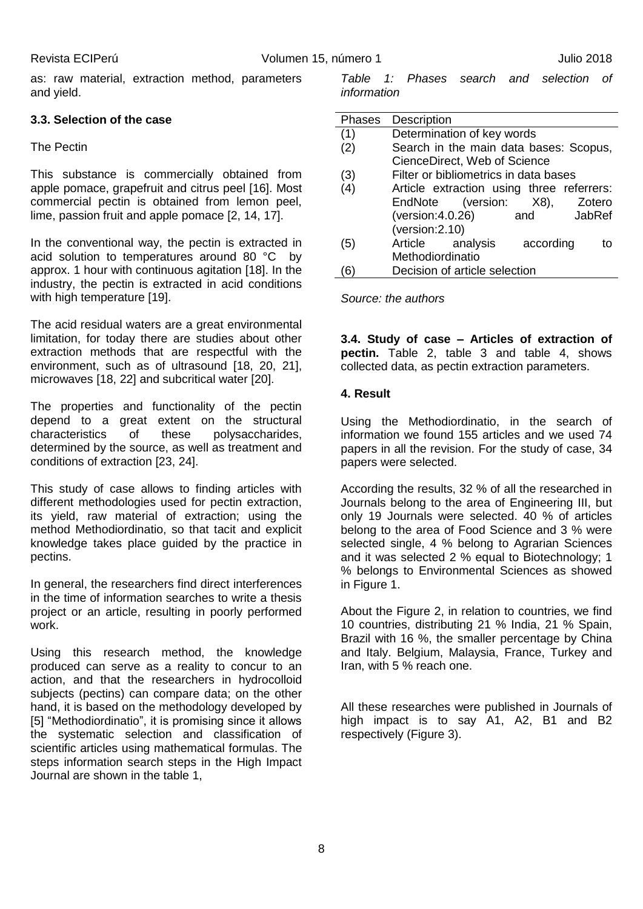as: raw material, extraction method, parameters and yield.

### 3.3. Selection of the case

The Pectin

This substance is commercially obtained from apple pomace, grapefruit and citrus peel [16]. Most commercial pectin is obtained from lemon peel, lime, passion fruit and apple pomace [2, 14, 17].

In the conventional way, the pectin is extracted in acid solution to temperatures around 80 °C by approx. 1 hour with continuous agitation [18]. In the industry, the pectin is extracted in acid conditions with high temperature [19].

The acid residual waters are a great environmental limitation, for today there are studies about other extraction methods that are respectful with the environment, such as of ultrasound [18, 20, 21], microwaves [18, 22] and subcritical water [20].

The properties and functionality of the pectin depend to a great extent on the structural characteristics of these polysaccharides, determined by the source, as well as treatment and conditions of extraction [23, 24].

This study of case allows to finding articles with different methodologies used for pectin extraction, its yield, raw material of extraction; using the method Methodiordinatio, so that tacit and explicit knowledge takes place guided by the practice in pectins.

In general, the researchers find direct interferences in the time of information searches to write a thesis project or an article, resulting in poorly performed work.

Using this research method, the knowledge produced can serve as a reality to concur to an action, and that the researchers in hydrocolloid subjects (pectins) can compare data; on the other hand, it is based on the methodology developed by [5] "Methodiordinatio", it is promising since it allows the systematic selection and classification of scientific articles using mathematical formulas. The steps information search steps in the High Impact Journal are shown in the table 1,

*Table 1: Phases search and selection of information*

| Phases | Description |
|---|---|
| (1) | Determination of key words |
| (2) | Search in the main data bases: Scopus, CienceDirect, Web of Science |
| (3) | Filter or bibliometrics in data bases |
| (4) | Article extraction using three referrers: EndNote (version: X8), Zotero (version:4.0.26) and JabRef (version:2.10) |
| (5) | Article analysis according to Methodiordinatio |
| (6) | Decision of article selection |

*Source: the authors*

**3.4. Study of case – Articles of extraction of pectin.** Table 2, table 3 and table 4, shows collected data, as pectin extraction parameters.

## 4. Result

Using the Methodiordinatio, in the search of information we found 155 articles and we used 74 papers in all the revision. For the study of case, 34 papers were selected.

According the results, 32 % of all the researched in Journals belong to the area of Engineering III, but only 19 Journals were selected. 40 % of articles belong to the area of Food Science and 3 % were selected single, 4 % belong to Agrarian Sciences and it was selected 2 % equal to Biotechnology; 1 % belongs to Environmental Sciences as showed in Figure 1.

About the Figure 2, in relation to countries, we find 10 countries, distributing 21 % India, 21 % Spain, Brazil with 16 %, the smaller percentage by China and Italy. Belgium, Malaysia, France, Turkey and Iran, with 5 % reach one.

All these researches were published in Journals of high impact is to say A1, A2, B1 and B2 respectively (Figure 3).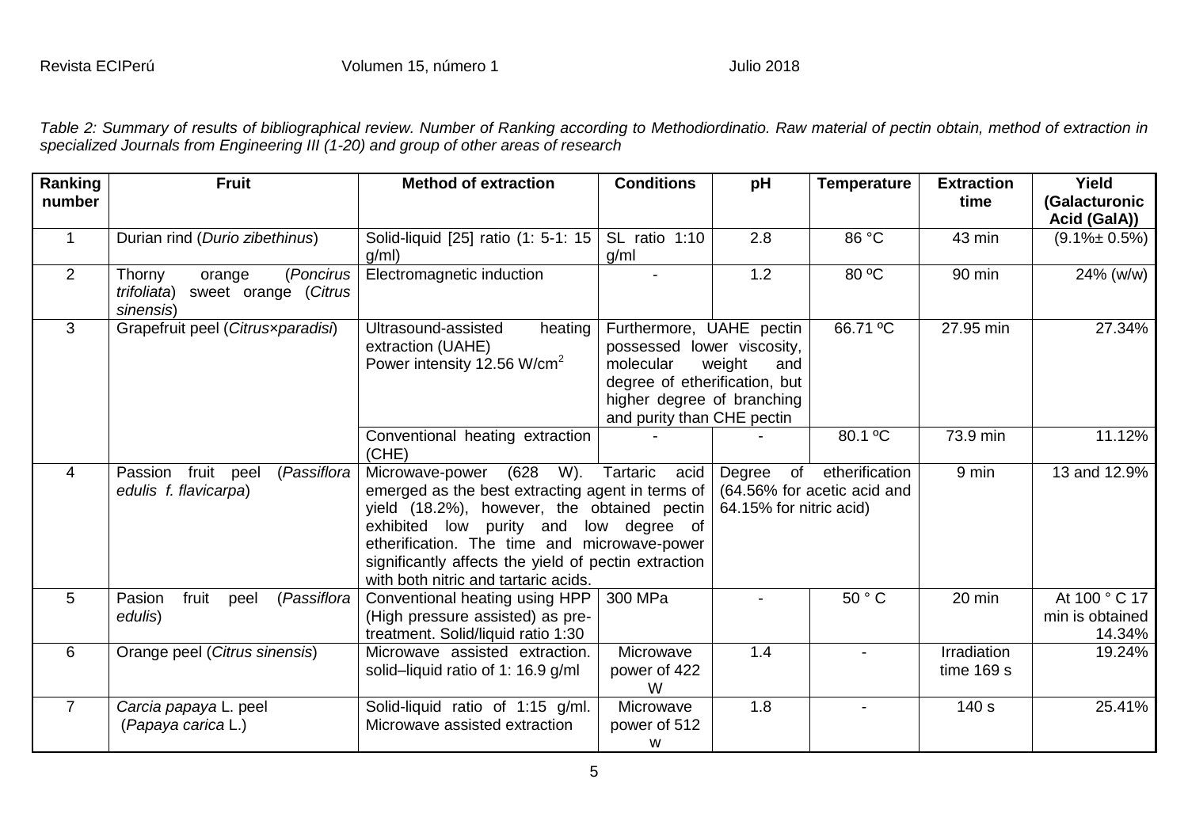*Table 2: Summary of results of bibliographical review. Number of Ranking according to Methodiordinatio. Raw material of pectin obtain, method of extraction in specialized Journals from Engineering III (1-20) and group of other areas of research*

| Ranking number | Fruit | Method of extraction | Conditions | pH | Temperature | Extraction time | Yield (Galacturonic Acid (GalA)) |
|---|---|---|---|---|---|---|---|
| 1 | Durian rind (*Durio zibethinus*) | Solid-liquid [25] ratio (1: 5-1: 15 g/ml) | SL ratio 1:10 g/ml | 2.8 | 86 °C | 43 min | (9.1%± 0.5%) |
| 2 | Thorny orange (*Poncirus trifoliata*) sweet orange (*Citrus sinensis*) | Electromagnetic induction | - | 1.2 | 80 ºC | 90 min | 24% (w/w) |
| 3 | Grapefruit peel (*Citrus×paradisi*) | Ultrasound-assisted heating extraction (UAHE) Power intensity 12.56 W/cm$^2$ | Furthermore, UAHE pectin possessed lower viscosity, molecular weight and degree of etherification, but higher degree of branching and purity than CHE pectin | | 66.71 ºC | 27.95 min | 27.34% |
| | | Conventional heating extraction (CHE) | - | - | 80.1 ºC | 73.9 min | 11.12% |
| 4 | Passion fruit peel (*Passiflora edulis f. flavicarpa*) | Microwave-power (628 W). Tartaric acid emerged as the best extracting agent in terms of yield (18.2%), however, the obtained pectin exhibited low purity and low degree of etherification. The time and microwave-power significantly affects the yield of pectin extraction with both nitric and tartaric acids. | | Degree of etherification (64.56% for acetic acid and 64.15% for nitric acid) | | 9 min | 13 and 12.9% |
| 5 | Pasion fruit peel (*Passiflora edulis*) | Conventional heating using HPP (High pressure assisted) as pre-treatment. Solid/liquid ratio 1:30 | 300 MPa | - | 50 ° C | 20 min | At 100 ° C 17 min is obtained 14.34% |
| 6 | Orange peel (*Citrus sinensis*) | Microwave assisted extraction. solid–liquid ratio of 1: 16.9 g/ml | Microwave power of 422 W | 1.4 | - | Irradiation time 169 s | 19.24% |
| 7 | *Carcia papaya* L. peel (*Papaya carica* L.) | Solid-liquid ratio of 1:15 g/ml. Microwave assisted extraction | Microwave power of 512 w | 1.8 | - | 140 s | 25.41% |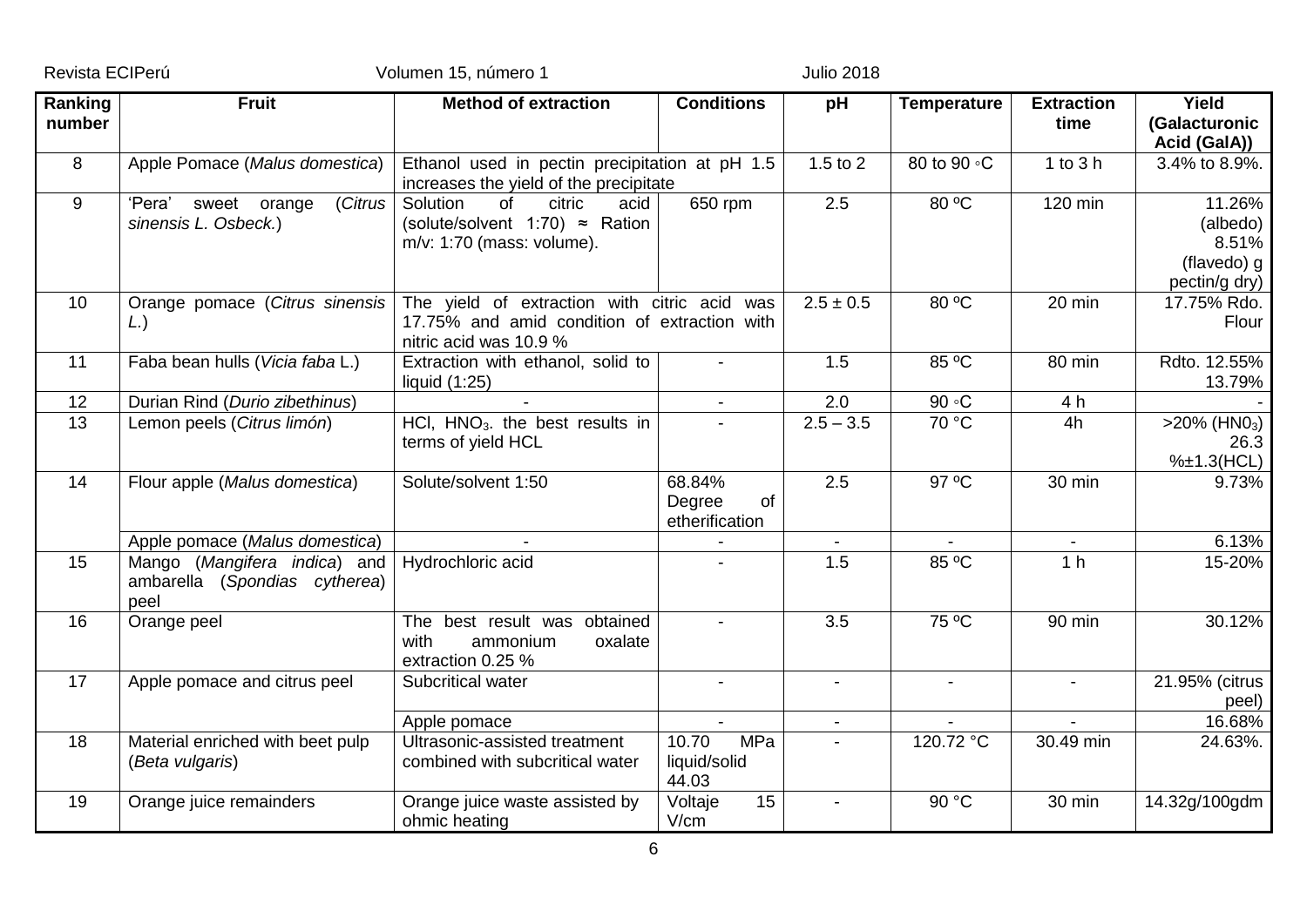| Ranking number | Fruit | Method of extraction | Conditions | pH | Temperature | Extraction time | Yield (Galacturonic Acid (GalA)) |
|---|---|---|---|---|---|---|---|
| 8 | Apple Pomace (*Malus domestica*) | Ethanol used in pectin precipitation at pH 1.5 increases the yield of the precipitate | | 1.5 to 2 | 80 to 90 ◦C | 1 to 3 h | 3.4% to 8.9%. |
| 9 | 'Pera' sweet orange (*Citrus sinensis L. Osbeck.*) | Solution of citric acid (solute/solvent 1:70) ≈ Ration m/v: 1:70 (mass: volume). | 650 rpm | 2.5 | 80 ºC | 120 min | 11.26% (albedo) 8.51% (flavedo) g pectin/g dry) |
| 10 | Orange pomace (*Citrus sinensis L.*) | The yield of extraction with citric acid was 17.75% and amid condition of extraction with nitric acid was 10.9 % | | 2.5 ± 0.5 | 80 ºC | 20 min | 17.75% Rdo. Flour |
| 11 | Faba bean hulls (*Vicia faba* L.) | Extraction with ethanol, solid to liquid (1:25) | - | 1.5 | 85 ºC | 80 min | Rdto. 12.55% 13.79% |
| 12 | Durian Rind (*Durio zibethinus*) | - | - | 2.0 | 90 ◦C | 4 h | - |
| 13 | Lemon peels (*Citrus limón*) | HCl, $HNO_3$. the best results in terms of yield HCL | - | 2.5 – 3.5 | 70 °C | 4h | >20% ($HNO_3$) 26.3 %±1.3(HCL) |
| 14 | Flour apple (*Malus domestica*) | Solute/solvent 1:50 | 68.84% Degree of etherification | 2.5 | 97 ºC | 30 min | 9.73% |
| | Apple pomace (*Malus domestica*) | - | - | - | - | - | 6.13% |
| 15 | Mango (*Mangifera indica*) and ambarella (*Spondias cytherea*) peel | Hydrochloric acid | - | 1.5 | 85 ºC | 1 h | 15-20% |
| 16 | Orange peel | The best result was obtained with ammonium oxalate extraction 0.25 % | - | 3.5 | 75 ºC | 90 min | 30.12% |
| 17 | Apple pomace and citrus peel | Subcritical water | - | - | - | - | 21.95% (citrus peel) |
| | | Apple pomace | - | - | - | - | 16.68% |
| 18 | Material enriched with beet pulp (*Beta vulgaris*) | Ultrasonic-assisted treatment combined with subcritical water | 10.70 MPa liquid/solid 44.03 | - | 120.72 °C | 30.49 min | 24.63%. |
| 19 | Orange juice remainders | Orange juice waste assisted by ohmic heating | Voltaje 15 V/cm | - | 90 °C | 30 min | 14.32g/100gdm |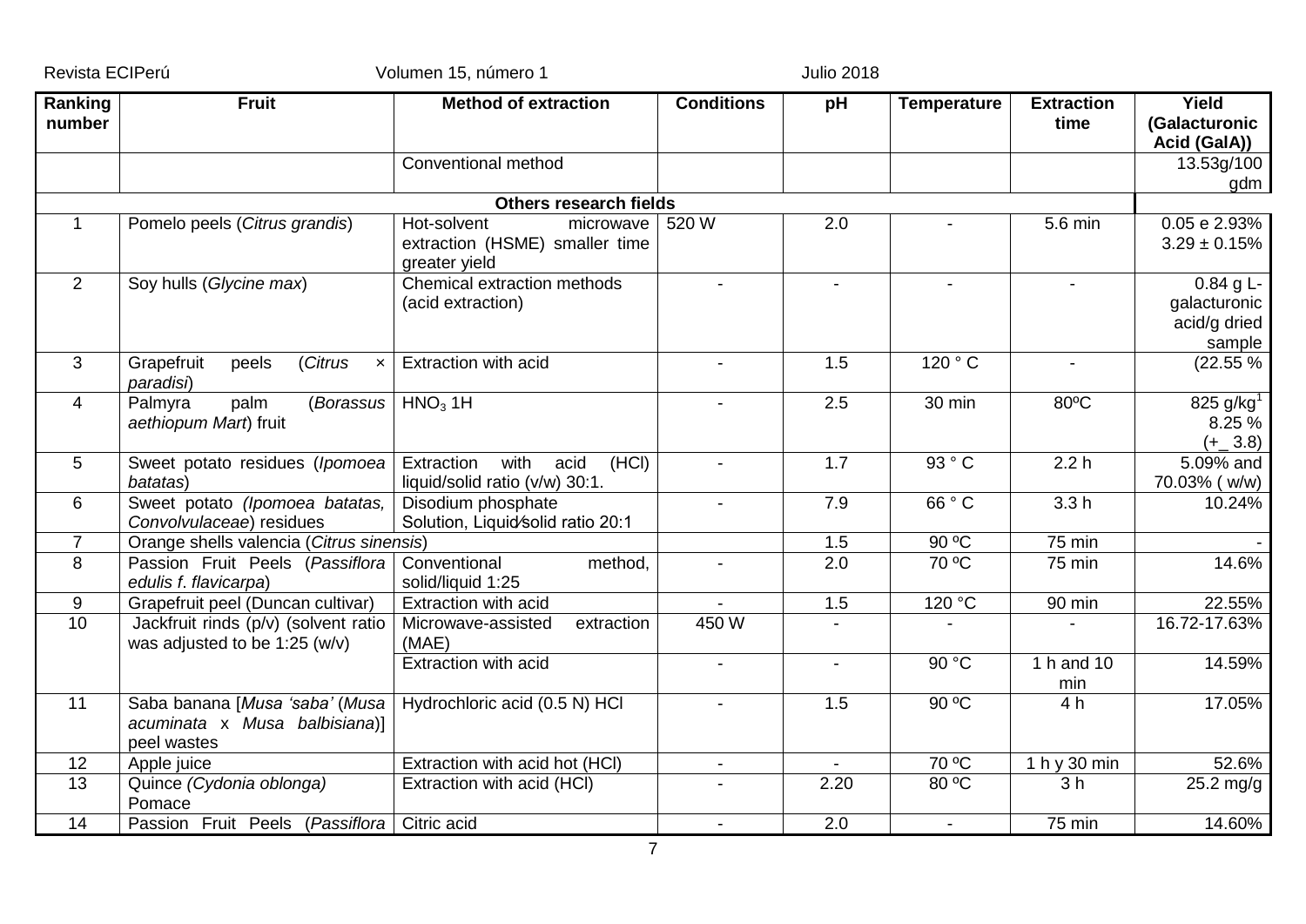| Ranking number | Fruit | Method of extraction | Conditions | pH | Temperature | Extraction time | Yield (Galacturonic Acid (GalA)) |
|---|---|---|---|---|---|---|---|
| | | Conventional method | | | | | 13.53g/100 gdm |
| **Others research fields** | | | | | | | |
| 1 | Pomelo peels (*Citrus grandis*) | Hot-solvent microwave extraction (HSME) smaller time greater yield | 520 W | 2.0 | - | 5.6 min | 0.05 e 2.93% 3.29 ± 0.15% |
| 2 | Soy hulls (*Glycine max*) | Chemical extraction methods (acid extraction) | - | - | - | - | 0.84 g L-galacturonic acid/g dried sample |
| 3 | Grapefruit peels (*Citrus × paradisi*) | Extraction with acid | - | 1.5 | 120 ° C | - | (22.55 % |
| 4 | Palmyra palm (*Borassus aethiopum Mart*) fruit | $HNO_3$ 1H | - | 2.5 | 30 min | 80ºC | 825 g/kg[1] 8.25 % (+_ 3.8) |
| 5 | Sweet potato residues (*Ipomoea batatas*) | Extraction with acid (HCl) liquid/solid ratio (v/w) 30:1. | - | 1.7 | 93 ° C | 2.2 h | 5.09% and 70.03% ( w/w) |
| 6 | Sweet potato (*Ipomoea batatas, Convolvulaceae*) residues | Disodium phosphate Solution, Liquid⁄solid ratio 20:1 | - | 7.9 | 66 ° C | 3.3 h | 10.24% |
| 7 | Orange shells valencia (*Citrus sinensis*) | | | 1.5 | 90 ºC | 75 min | - |
| 8 | Passion Fruit Peels (*Passiflora edulis f. flavicarpa*) | Conventional method, solid/liquid 1:25 | - | 2.0 | 70 ºC | 75 min | 14.6% |
| 9 | Grapefruit peel (Duncan cultivar) | Extraction with acid | - | 1.5 | 120 °C | 90 min | 22.55% |
| 10 | Jackfruit rinds (p/v) (solvent ratio was adjusted to be 1:25 (w/v) | Microwave-assisted extraction (MAE) | 450 W | - | - | - | 16.72-17.63% |
| | | Extraction with acid | - | - | 90 °C | 1 h and 10 min | 14.59% |
| 11 | Saba banana [*Musa 'saba'* (*Musa acuminata* x *Musa balbisiana*)] peel wastes | Hydrochloric acid (0.5 N) HCl | - | 1.5 | 90 ºC | 4 h | 17.05% |
| 12 | Apple juice | Extraction with acid hot (HCl) | - | - | 70 ºC | 1 h y 30 min | 52.6% |
| 13 | Quince *(Cydonia oblonga)* Pomace | Extraction with acid (HCl) | - | 2.20 | 80 ºC | 3 h | 25.2 mg/g |
| 14 | Passion Fruit Peels (*Passiflora* | Citric acid | - | 2.0 | - | 75 min | 14.60% |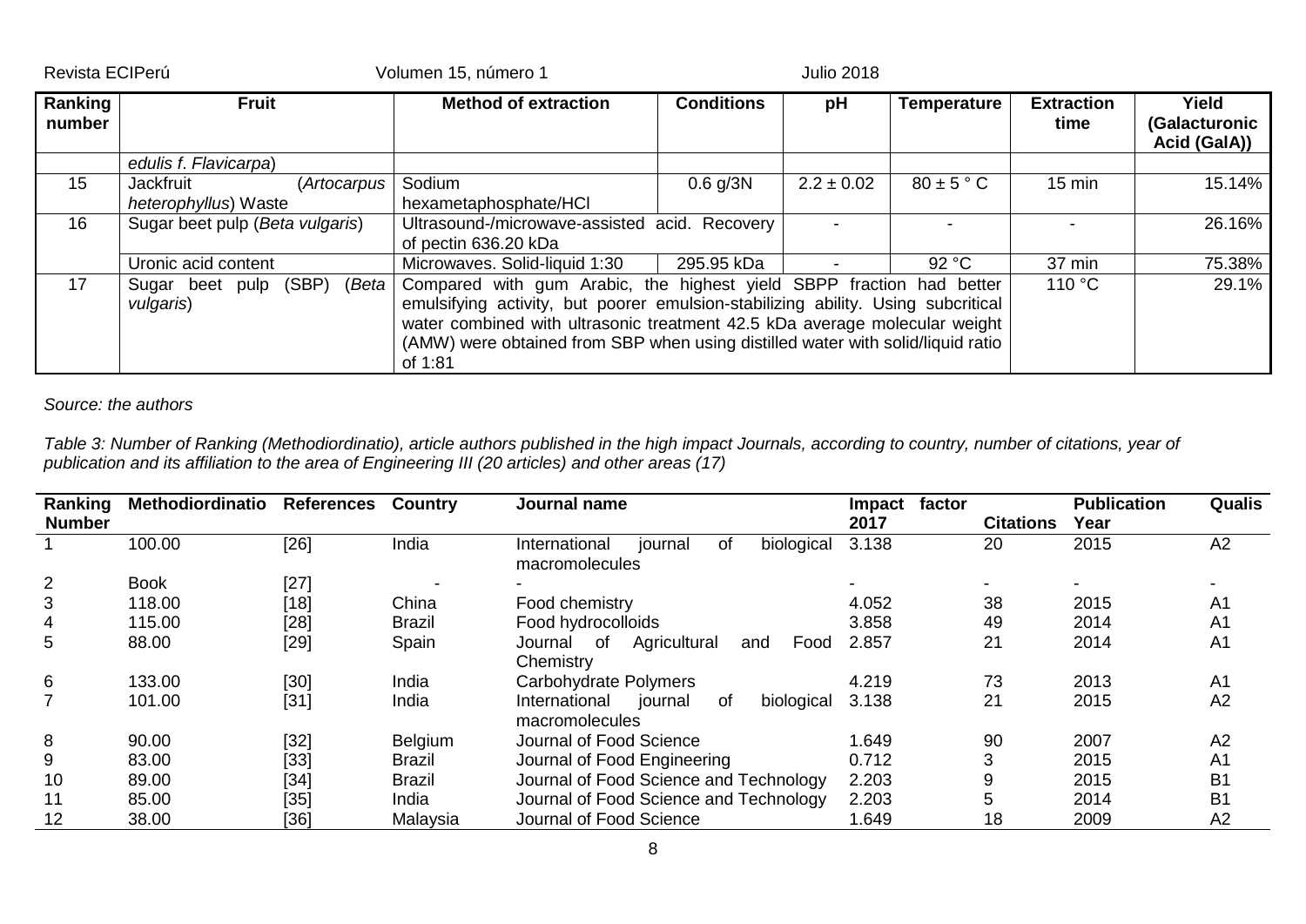| Ranking number | Fruit | Method of extraction | Conditions | pH | Temperature | Extraction time | Yield (Galacturonic Acid (GalA)) |
|---|---|---|---|---|---|---|---|
| | *edulis f. Flavicarpa*) | | | | | | |
| 15 | Jackfruit (*Artocarpus heterophyllus*) Waste | Sodium hexametaphosphate/HCl | 0.6 g/3N | 2.2 ± 0.02 | 80 ± 5 ° C | 15 min | 15.14% |
| 16 | Sugar beet pulp (*Beta vulgaris*) | Ultrasound-/microwave-assisted acid. Recovery of pectin 636.20 kDa | | - | - | - | 26.16% |
| | Uronic acid content | Microwaves. Solid-liquid 1:30 | 295.95 kDa | - | 92 °C | 37 min | 75.38% |
| 17 | Sugar beet pulp (SBP) (*Beta vulgaris*) | Compared with gum Arabic, the highest yield SBPP fraction had better emulsifying activity, but poorer emulsion-stabilizing ability. Using subcritical water combined with ultrasonic treatment 42.5 kDa average molecular weight (AMW) were obtained from SBP when using distilled water with solid/liquid ratio of 1:81 | | | | 110 °C | 29.1% |

*Source: the authors*

*Table 3: Number of Ranking (Methodiordinatio), article authors published in the high impact Journals, according to country, number of citations, year of publication and its affiliation to the area of Engineering III (20 articles) and other areas (17)*

| Ranking Number | Methodiordinatio | References | Country | Journal name | Impact factor 2017 | Citations | Publication Year | Qualis |
|---|---|---|---|---|---|---|---|---|
| 1 | 100.00 | [26] | India | International journal of biological macromolecules | 3.138 | 20 | 2015 | A2 |
| 2 | Book | [27] | - | - | - | - | - | - |
| 3 | 118.00 | [18] | China | Food chemistry | 4.052 | 38 | 2015 | A1 |
| 4 | 115.00 | [28] | Brazil | Food hydrocolloids | 3.858 | 49 | 2014 | A1 |
| 5 | 88.00 | [29] | Spain | Journal of Agricultural and Food Chemistry | 2.857 | 21 | 2014 | A1 |
| 6 | 133.00 | [30] | India | Carbohydrate Polymers | 4.219 | 73 | 2013 | A1 |
| 7 | 101.00 | [31] | India | International journal of biological macromolecules | 3.138 | 21 | 2015 | A2 |
| 8 | 90.00 | [32] | Belgium | Journal of Food Science | 1.649 | 90 | 2007 | A2 |
| 9 | 83.00 | [33] | Brazil | Journal of Food Engineering | 0.712 | 3 | 2015 | A1 |
| 10 | 89.00 | [34] | Brazil | Journal of Food Science and Technology | 2.203 | 9 | 2015 | B1 |
| 11 | 85.00 | [35] | India | Journal of Food Science and Technology | 2.203 | 5 | 2014 | B1 |
| 12 | 38.00 | [36] | Malaysia | Journal of Food Science | 1.649 | 18 | 2009 | A2 |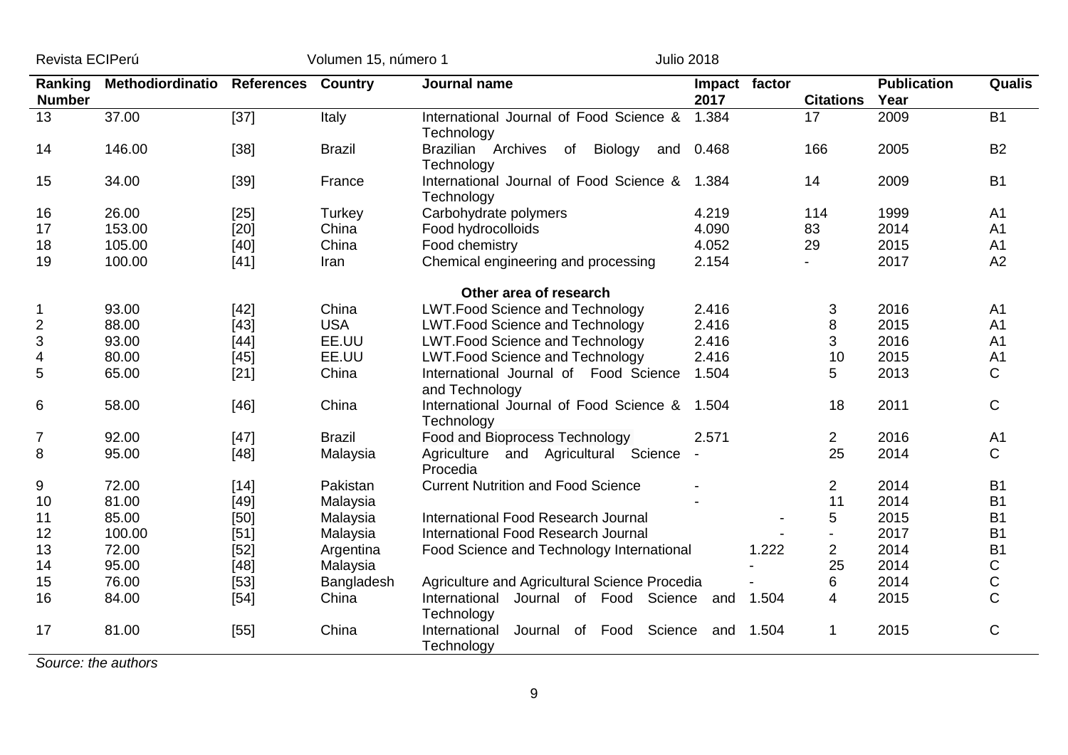| Ranking Number | Methodiordinatio | References | Country | Journal name | Impact factor 2017 | Citations | Publication Year | Qualis |
|---|---|---|---|---|---|---|---|---|
| 13 | 37.00 | [37] | Italy | International Journal of Food Science & Technology | 1.384 | 17 | 2009 | B1 |
| 14 | 146.00 | [38] | Brazil | Brazilian Archives of Biology and Technology | 0.468 | 166 | 2005 | B2 |
| 15 | 34.00 | [39] | France | International Journal of Food Science & Technology | 1.384 | 14 | 2009 | B1 |
| 16 | 26.00 | [25] | Turkey | Carbohydrate polymers | 4.219 | 114 | 1999 | A1 |
| 17 | 153.00 | [20] | China | Food hydrocolloids | 4.090 | 83 | 2014 | A1 |
| 18 | 105.00 | [40] | China | Food chemistry | 4.052 | 29 | 2015 | A1 |
| 19 | 100.00 | [41] | Iran | Chemical engineering and processing | 2.154 | - | 2017 | A2 |
| | | | | **Other area of research** | | | | |
| 1 | 93.00 | [42] | China | LWT.Food Science and Technology | 2.416 | 3 | 2016 | A1 |
| 2 | 88.00 | [43] | USA | LWT.Food Science and Technology | 2.416 | 8 | 2015 | A1 |
| 3 | 93.00 | [44] | EE.UU | LWT.Food Science and Technology | 2.416 | 3 | 2016 | A1 |
| 4 | 80.00 | [45] | EE.UU | LWT.Food Science and Technology | 2.416 | 10 | 2015 | A1 |
| 5 | 65.00 | [21] | China | International Journal of Food Science and Technology | 1.504 | 5 | 2013 | C |
| 6 | 58.00 | [46] | China | International Journal of Food Science & Technology | 1.504 | 18 | 2011 | C |
| 7 | 92.00 | [47] | Brazil | Food and Bioprocess Technology | 2.571 | 2 | 2016 | A1 |
| 8 | 95.00 | [48] | Malaysia | Agriculture and Agricultural Science Procedia | - | 25 | 2014 | C |
| 9 | 72.00 | [14] | Pakistan | Current Nutrition and Food Science | - | 2 | 2014 | B1 |
| 10 | 81.00 | [49] | Malaysia | | - | 11 | 2014 | B1 |
| 11 | 85.00 | [50] | Malaysia | International Food Research Journal | - | 5 | 2015 | B1 |
| 12 | 100.00 | [51] | Malaysia | International Food Research Journal | - | - | 2017 | B1 |
| 13 | 72.00 | [52] | Argentina | Food Science and Technology International | 1.222 | 2 | 2014 | B1 |
| 14 | 95.00 | [48] | Malaysia | | - | 25 | 2014 | C |
| 15 | 76.00 | [53] | Bangladesh | Agriculture and Agricultural Science Procedia | - | 6 | 2014 | C |
| 16 | 84.00 | [54] | China | International Journal of Food Science and Technology | 1.504 | 4 | 2015 | C |
| 17 | 81.00 | [55] | China | International Journal of Food Science and Technology | 1.504 | 1 | 2015 | C |

*Source: the authors*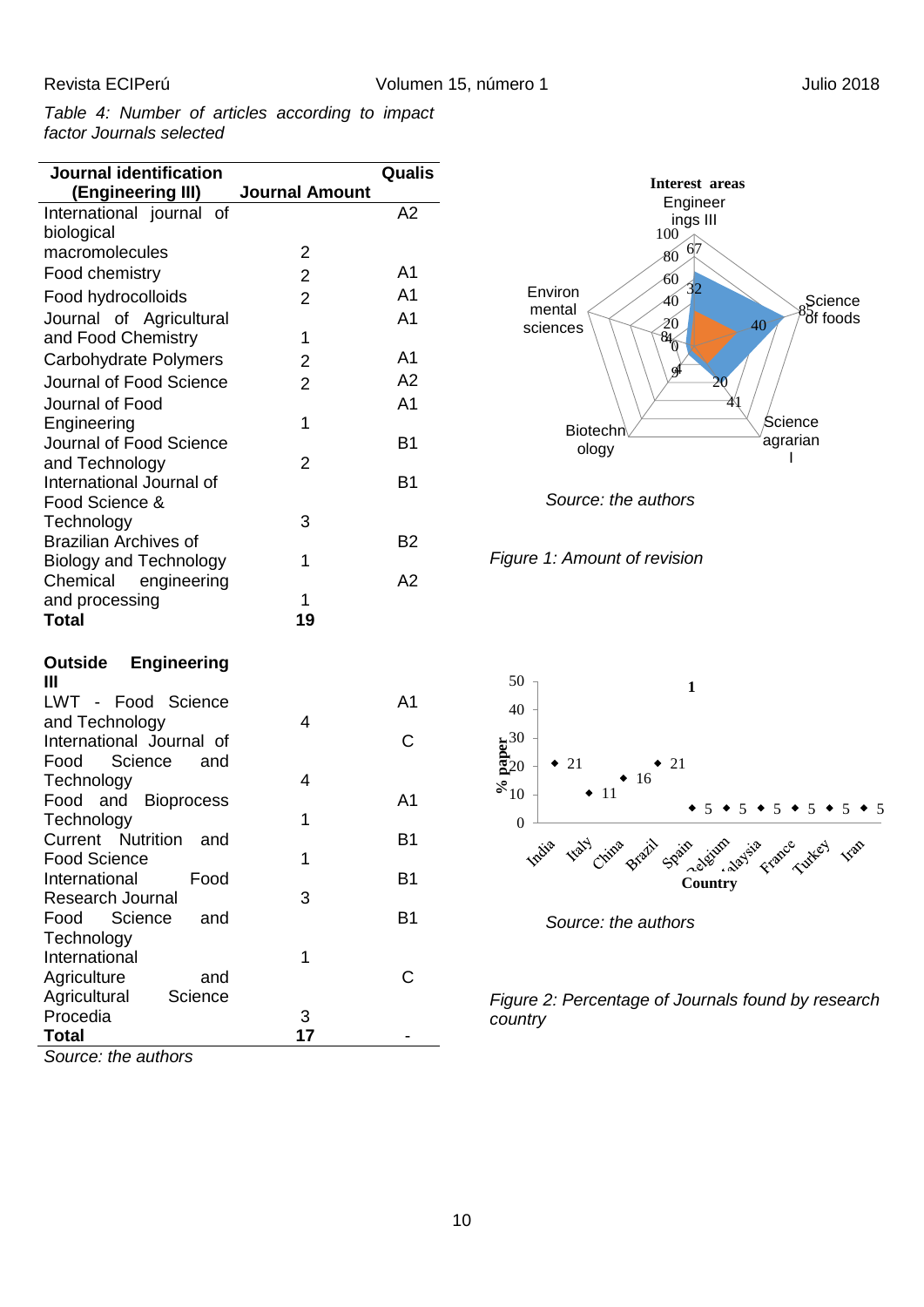*Table 4: Number of articles according to impact factor Journals selected*

| Journal identification (Engineering III) | Journal Amount | Qualis |
|---|---|---|
| International journal of biological macromolecules | 2 | A2 |
| Food chemistry | 2 | A1 |
| Food hydrocolloids | 2 | A1 |
| Journal of Agricultural and Food Chemistry | 1 | A1 |
| Carbohydrate Polymers | 2 | A1 |
| Journal of Food Science | 2 | A2 |
| Journal of Food Engineering | 1 | A1 |
| Journal of Food Science and Technology | 2 | B1 |
| International Journal of Food Science & Technology | 3 | B1 |
| Brazilian Archives of Biology and Technology | 1 | B2 |
| Chemical engineering and processing | 1 | A2 |
| **Total** | **19** | |
| **Outside Engineering III** | | |
| LWT - Food Science and Technology | 4 | A1 |
| International Journal of Food Science and Technology | 4 | C |
| Food and Bioprocess Technology | 1 | A1 |
| Current Nutrition and Food Science | 1 | B1 |
| International Food Research Journal | 3 | B1 |
| Food Science and Technology International | 1 | B1 |
| Agriculture and Agricultural Science Procedia | 3 | C |
| **Total** | **17** | - |

*Source: the authors*

*Source: the authors*

*Figure 1: Amount of revision*

*Source: the authors*

*Figure 2: Percentage of Journals found by research country*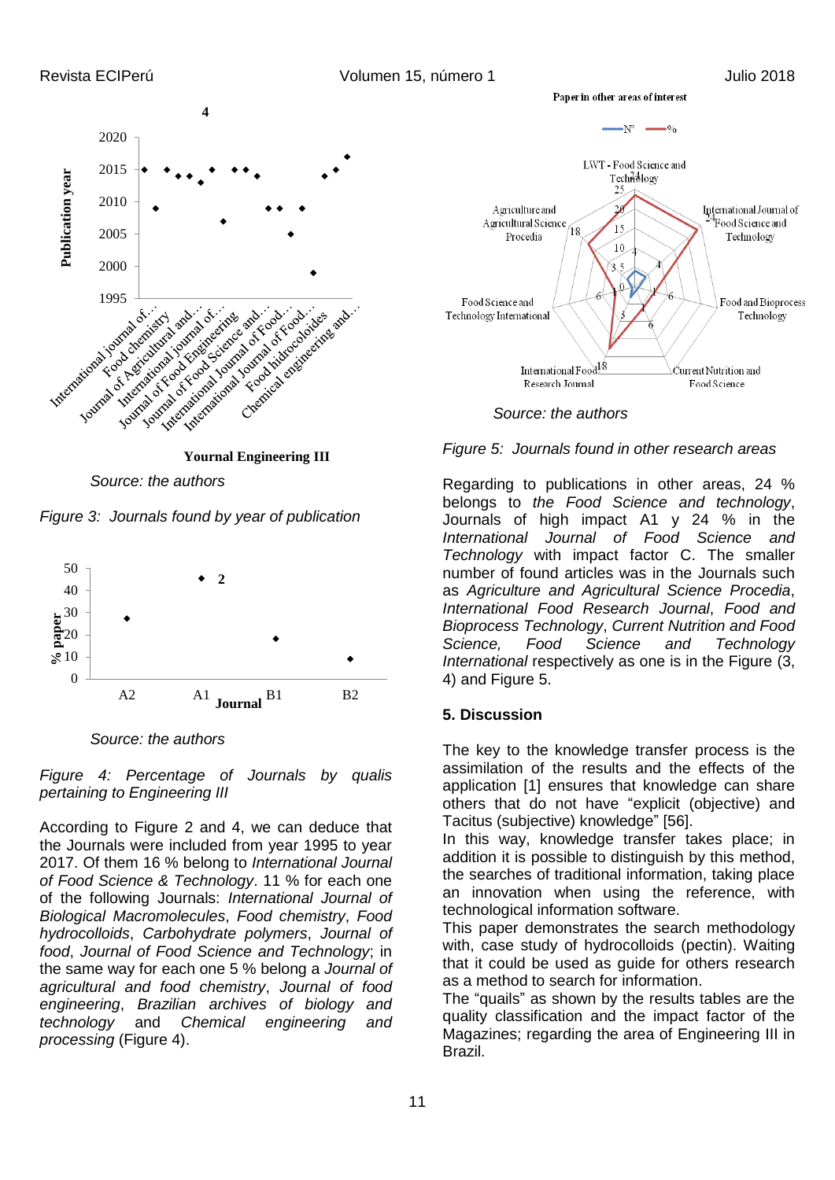Source: the authors

*Figure 3: Journals found by year of publication*

Source: the authors

*Figure 4: Percentage of Journals by qualis pertaining to Engineering III*

According to Figure 2 and 4, we can deduce that the Journals were included from year 1995 to year 2017. Of them 16 % belong to *International Journal of Food Science & Technology*. 11 % for each one of the following Journals: *International Journal of Biological Macromolecules*, *Food chemistry*, *Food hydrocolloids*, *Carbohydrate polymers*, *Journal of food*, *Journal of Food Science and Technology*; in the same way for each one 5 % belong a *Journal of agricultural and food chemistry*, *Journal of food engineering*, *Brazilian archives of biology and technology* and *Chemical engineering and processing* (Figure 4).

Source: the authors

*Figure 5: Journals found in other research areas*

Regarding to publications in other areas, 24 % belongs to *the Food Science and technology*, Journals of high impact A1 y 24 % in the *International Journal of Food Science and Technology* with impact factor C. The smaller number of found articles was in the Journals such as *Agriculture and Agricultural Science Procedia*, *International Food Research Journal*, *Food and Bioprocess Technology*, *Current Nutrition and Food Science*, *Food Science and Technology International* respectively as one is in the Figure (3, 4) and Figure 5.

## 5. Discussion

The key to the knowledge transfer process is the assimilation of the results and the effects of the application [1] ensures that knowledge can share others that do not have "explicit (objective) and Tacitus (subjective) knowledge" [56].

In this way, knowledge transfer takes place; in addition it is possible to distinguish by this method, the searches of traditional information, taking place an innovation when using the reference, with technological information software.

This paper demonstrates the search methodology with, case study of hydrocolloids (pectin). Waiting that it could be used as guide for others research as a method to search for information.

The "quails" as shown by the results tables are the quality classification and the impact factor of the Magazines; regarding the area of Engineering III in Brazil.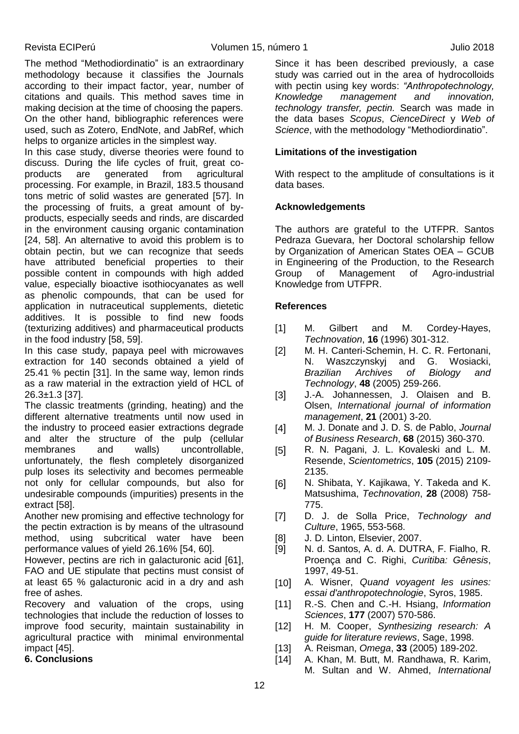The method "Methodiordinatio" is an extraordinary methodology because it classifies the Journals according to their impact factor, year, number of citations and quails. This method saves time in making decision at the time of choosing the papers. On the other hand, bibliographic references were used, such as Zotero, EndNote, and JabRef, which helps to organize articles in the simplest way.

In this case study, diverse theories were found to discuss. During the life cycles of fruit, great co-products are generated from agricultural processing. For example, in Brazil, 183.5 thousand tons metric of solid wastes are generated [57]. In the processing of fruits, a great amount of by-products, especially seeds and rinds, are discarded in the environment causing organic contamination [24, 58]. An alternative to avoid this problem is to obtain pectin, but we can recognize that seeds have attributed beneficial properties to their possible content in compounds with high added value, especially bioactive isothiocyanates as well as phenolic compounds, that can be used for application in nutraceutical supplements, dietetic additives. It is possible to find new foods (texturizing additives) and pharmaceutical products in the food industry [58, 59].

In this case study, papaya peel with microwaves extraction for 140 seconds obtained a yield of 25.41 % pectin [31]. In the same way, lemon rinds as a raw material in the extraction yield of HCL of 26.3±1.3 [37].

The classic treatments (grinding, heating) and the different alternative treatments until now used in the industry to proceed easier extractions degrade and alter the structure of the pulp (cellular membranes and walls) uncontrollable, unfortunately, the flesh completely disorganized pulp loses its selectivity and becomes permeable not only for cellular compounds, but also for undesirable compounds (impurities) presents in the extract [58].

Another new promising and effective technology for the pectin extraction is by means of the ultrasound method, using subcritical water have been performance values of yield 26.16% [54, 60].

However, pectins are rich in galacturonic acid [61], FAO and UE stipulate that pectins must consist of at least 65 % galacturonic acid in a dry and ash free of ashes.

Recovery and valuation of the crops, using technologies that include the reduction of losses to improve food security, maintain sustainability in agricultural practice with minimal environmental impact [45].

## 6. Conclusions

Since it has been described previously, a case study was carried out in the area of hydrocolloids with pectin using key words: *"Anthropotechnology, Knowledge management and innovation, technology transfer, pectin.* Search was made in the data bases *Scopus*, *CienceDirect* y *Web of Science*, with the methodology "Methodiordinatio".

### Limitations of the investigation

With respect to the amplitude of consultations is it data bases.

### Acknowledgements

The authors are grateful to the UTFPR. Santos Pedraza Guevara, her Doctoral scholarship fellow by Organization of American States OEA – GCUB in Engineering of the Production, to the Research Group of Management of Agro-industrial Knowledge from UTFPR.

### References

[1] M. Gilbert and M. Cordey-Hayes, *Technovation*, **16** (1996) 301-312.

[2] M. H. Canteri-Schemin, H. C. R. Fertonani, N. Waszczynskyj and G. Wosiacki, *Brazilian Archives of Biology and Technology*, **48** (2005) 259-266.

[3] J.-A. Johannessen, J. Olaisen and B. Olsen, *International journal of information management*, **21** (2001) 3-20.

[4] M. J. Donate and J. D. S. de Pablo, *Journal of Business Research*, **68** (2015) 360-370.

[5] R. N. Pagani, J. L. Kovaleski and L. M. Resende, *Scientometrics*, **105** (2015) 2109-2135.

[6] N. Shibata, Y. Kajikawa, Y. Takeda and K. Matsushima, *Technovation*, **28** (2008) 758-775.

[7] D. J. de Solla Price, *Technology and Culture*, 1965, 553-568.

[8] J. D. Linton, Elsevier, 2007.

[9] N. d. Santos, A. d. A. DUTRA, F. Fialho, R. Proença and C. Righi, *Curitiba: Gênesis*, 1997, 49-51.

[10] A. Wisner, *Quand voyagent les usines: essai d'anthropotechnologie*, Syros, 1985.

[11] R.-S. Chen and C.-H. Hsiang, *Information Sciences*, **177** (2007) 570-586.

[12] H. M. Cooper, *Synthesizing research: A guide for literature reviews*, Sage, 1998.

[13] A. Reisman, *Omega*, **33** (2005) 189-202.

[14] A. Khan, M. Butt, M. Randhawa, R. Karim, M. Sultan and W. Ahmed, *International*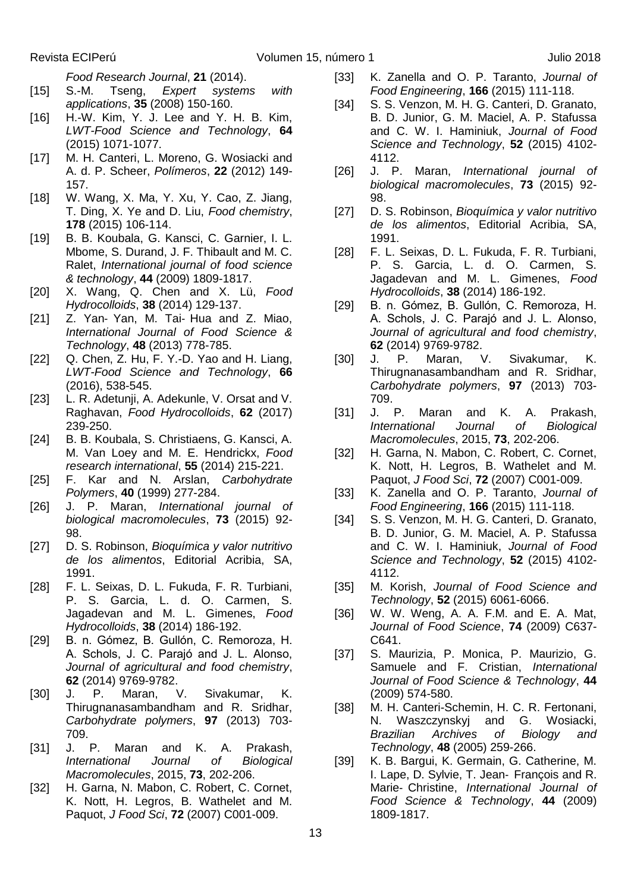*Food Research Journal*, **21** (2014).

[15] S.-M. Tseng, *Expert systems with applications*, **35** (2008) 150-160.

[16] H.-W. Kim, Y. J. Lee and Y. H. B. Kim, *LWT-Food Science and Technology*, **64** (2015) 1071-1077.

[17] M. H. Canteri, L. Moreno, G. Wosiacki and A. d. P. Scheer, *Polímeros*, **22** (2012) 149-157.

[18] W. Wang, X. Ma, Y. Xu, Y. Cao, Z. Jiang, T. Ding, X. Ye and D. Liu, *Food chemistry*, **178** (2015) 106-114.

[19] B. B. Koubala, G. Kansci, C. Garnier, I. L. Mbome, S. Durand, J. F. Thibault and M. C. Ralet, *International journal of food science & technology*, **44** (2009) 1809-1817.

[20] X. Wang, Q. Chen and X. Lü, *Food Hydrocolloids*, **38** (2014) 129-137.

[21] Z. Yan- Yan, M. Tai- Hua and Z. Miao, *International Journal of Food Science & Technology*, **48** (2013) 778-785.

[22] Q. Chen, Z. Hu, F. Y.-D. Yao and H. Liang, *LWT-Food Science and Technology*, **66** (2016), 538-545.

[23] L. R. Adetunji, A. Adekunle, V. Orsat and V. Raghavan, *Food Hydrocolloids*, **62** (2017) 239-250.

[24] B. B. Koubala, S. Christiaens, G. Kansci, A. M. Van Loey and M. E. Hendrickx, *Food research international*, **55** (2014) 215-221.

[25] F. Kar and N. Arslan, *Carbohydrate Polymers*, **40** (1999) 277-284.

[26] J. P. Maran, *International journal of biological macromolecules*, **73** (2015) 92-98.

[27] D. S. Robinson, *Bioquímica y valor nutritivo de los alimentos*, Editorial Acribia, SA, 1991.

[28] F. L. Seixas, D. L. Fukuda, F. R. Turbiani, P. S. Garcia, L. d. O. Carmen, S. Jagadevan and M. L. Gimenes, *Food Hydrocolloids*, **38** (2014) 186-192.

[29] B. n. Gómez, B. Gullón, C. Remoroza, H. A. Schols, J. C. Parajó and J. L. Alonso, *Journal of agricultural and food chemistry*, **62** (2014) 9769-9782.

[30] J. P. Maran, V. Sivakumar, K. Thirugnanasambandham and R. Sridhar, *Carbohydrate polymers*, **97** (2013) 703-709.

[31] J. P. Maran and K. A. Prakash, *International Journal of Biological Macromolecules*, 2015, **73**, 202-206.

[32] H. Garna, N. Mabon, C. Robert, C. Cornet, K. Nott, H. Legros, B. Wathelet and M. Paquot, *J Food Sci*, **72** (2007) C001-009.

[33] K. Zanella and O. P. Taranto, *Journal of Food Engineering*, **166** (2015) 111-118.

[34] S. S. Venzon, M. H. G. Canteri, D. Granato, B. D. Junior, G. M. Maciel, A. P. Stafussa and C. W. I. Haminiuk, *Journal of Food Science and Technology*, **52** (2015) 4102-4112.

[26] J. P. Maran, *International journal of biological macromolecules*, **73** (2015) 92-98.

[27] D. S. Robinson, *Bioquímica y valor nutritivo de los alimentos*, Editorial Acribia, SA, 1991.

[28] F. L. Seixas, D. L. Fukuda, F. R. Turbiani, P. S. Garcia, L. d. O. Carmen, S. Jagadevan and M. L. Gimenes, *Food Hydrocolloids*, **38** (2014) 186-192.

[29] B. n. Gómez, B. Gullón, C. Remoroza, H. A. Schols, J. C. Parajó and J. L. Alonso, *Journal of agricultural and food chemistry*, **62** (2014) 9769-9782.

[30] J. P. Maran, V. Sivakumar, K. Thirugnanasambandham and R. Sridhar, *Carbohydrate polymers*, **97** (2013) 703-709.

[31] J. P. Maran and K. A. Prakash, *International Journal of Biological Macromolecules*, 2015, **73**, 202-206.

[32] H. Garna, N. Mabon, C. Robert, C. Cornet, K. Nott, H. Legros, B. Wathelet and M. Paquot, *J Food Sci*, **72** (2007) C001-009.

[33] K. Zanella and O. P. Taranto, *Journal of Food Engineering*, **166** (2015) 111-118.

[34] S. S. Venzon, M. H. G. Canteri, D. Granato, B. D. Junior, G. M. Maciel, A. P. Stafussa and C. W. I. Haminiuk, *Journal of Food Science and Technology*, **52** (2015) 4102-4112.

[35] M. Korish, *Journal of Food Science and Technology*, **52** (2015) 6061-6066.

[36] W. W. Weng, A. A. F.M. and E. A. Mat, *Journal of Food Science*, **74** (2009) C637-C641.

[37] S. Maurizia, P. Monica, P. Maurizio, G. Samuele and F. Cristian, *International Journal of Food Science & Technology*, **44** (2009) 574-580.

[38] M. H. Canteri-Schemin, H. C. R. Fertonani, N. Waszczynskyj and G. Wosiacki, *Brazilian Archives of Biology and Technology*, **48** (2005) 259-266.

[39] K. B. Bargui, K. Germain, G. Catherine, M. I. Lape, D. Sylvie, T. Jean- François and R. Marie- Christine, *International Journal of Food Science & Technology*, **44** (2009) 1809-1817.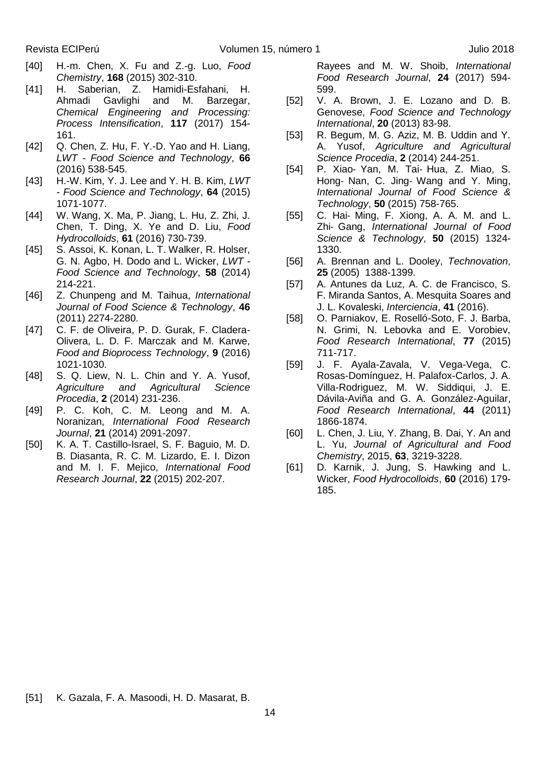[40] H.-m. Chen, X. Fu and Z.-g. Luo, *Food Chemistry*, **168** (2015) 302-310.

[41] H. Saberian, Z. Hamidi-Esfahani, H. Ahmadi Gavlighi and M. Barzegar, *Chemical Engineering and Processing: Process Intensification*, **117** (2017) 154-161.

[42] Q. Chen, Z. Hu, F. Y.-D. Yao and H. Liang, *LWT - Food Science and Technology*, **66** (2016) 538-545.

[43] H.-W. Kim, Y. J. Lee and Y. H. B. Kim, *LWT - Food Science and Technology*, **64** (2015) 1071-1077.

[44] W. Wang, X. Ma, P. Jiang, L. Hu, Z. Zhi, J. Chen, T. Ding, X. Ye and D. Liu, *Food Hydrocolloids*, **61** (2016) 730-739.

[45] S. Assoi, K. Konan, L. T. Walker, R. Holser, G. N. Agbo, H. Dodo and L. Wicker, *LWT - Food Science and Technology*, **58** (2014) 214-221.

[46] Z. Chunpeng and M. Taihua, *International Journal of Food Science & Technology*, **46** (2011) 2274-2280.

[47] C. F. de Oliveira, P. D. Gurak, F. Cladera-Olivera, L. D. F. Marczak and M. Karwe, *Food and Bioprocess Technology*, **9** (2016) 1021-1030.

[48] S. Q. Liew, N. L. Chin and Y. A. Yusof, *Agriculture and Agricultural Science Procedia*, **2** (2014) 231-236.

[49] P. C. Koh, C. M. Leong and M. A. Noranizan, *International Food Research Journal*, **21** (2014) 2091-2097.

[50] K. A. T. Castillo-Israel, S. F. Baguio, M. D. B. Diasanta, R. C. M. Lizardo, E. I. Dizon and M. I. F. Mejico, *International Food Research Journal*, **22** (2015) 202-207.

[51] K. Gazala, F. A. Masoodi, H. D. Masarat, B. Rayees and M. W. Shoib, *International Food Research Journal*, **24** (2017) 594-599.

[52] V. A. Brown, J. E. Lozano and D. B. Genovese, *Food Science and Technology International*, **20** (2013) 83-98.

[53] R. Begum, M. G. Aziz, M. B. Uddin and Y. A. Yusof, *Agriculture and Agricultural Science Procedia*, **2** (2014) 244-251.

[54] P. Xiao- Yan, M. Tai- Hua, Z. Miao, S. Hong- Nan, C. Jing- Wang and Y. Ming, *International Journal of Food Science & Technology*, **50** (2015) 758-765.

[55] C. Hai- Ming, F. Xiong, A. A. M. and L. Zhi- Gang, *International Journal of Food Science & Technology*, **50** (2015) 1324-1330.

[56] A. Brennan and L. Dooley, *Technovation*, **25** (2005) 1388-1399.

[57] A. Antunes da Luz, A. C. de Francisco, S. F. Miranda Santos, A. Mesquita Soares and J. L. Kovaleski, *Interciencia*, **41** (2016).

[58] O. Parniakov, E. Roselló-Soto, F. J. Barba, N. Grimi, N. Lebovka and E. Vorobiev, *Food Research International*, **77** (2015) 711-717.

[59] J. F. Ayala-Zavala, V. Vega-Vega, C. Rosas-Domínguez, H. Palafox-Carlos, J. A. Villa-Rodriguez, M. W. Siddiqui, J. E. Dávila-Aviña and G. A. González-Aguilar, *Food Research International*, **44** (2011) 1866-1874.

[60] L. Chen, J. Liu, Y. Zhang, B. Dai, Y. An and L. Yu, *Journal of Agricultural and Food Chemistry*, 2015, **63**, 3219-3228.

[61] D. Karnik, J. Jung, S. Hawking and L. Wicker, *Food Hydrocolloids*, **60** (2016) 179-185.